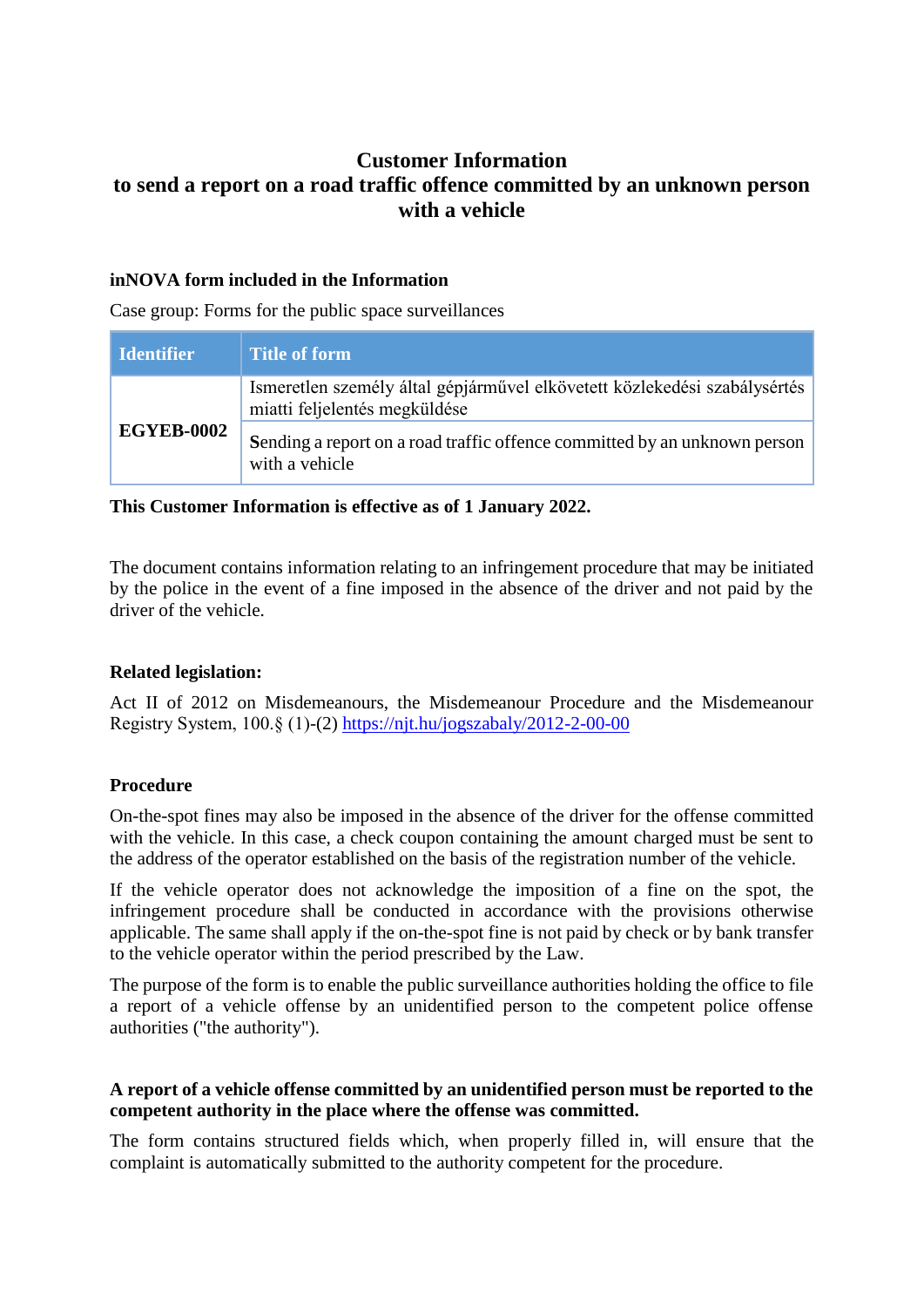# Customer Information
# to send a report on a road traffic offence committed by an unknown person with a vehicle

### inNOVA form included in the Information

Case group: Forms for the public space surveillances

| Identifier | Title of form |
|---|---|
| **EGYEB-0002** | Ismeretlen személy által gépjárművel elkövetett közlekedési szabálysértés miatti feljelentés megküldése |
| | Sending a report on a road traffic offence committed by an unknown person with a vehicle |

**This Customer Information is effective as of 1 January 2022.**

The document contains information relating to an infringement procedure that may be initiated by the police in the event of a fine imposed in the absence of the driver and not paid by the driver of the vehicle.

### Related legislation:

Act II of 2012 on Misdemeanours, the Misdemeanour Procedure and the Misdemeanour Registry System, 100.§ (1)-(2) https://njt.hu/jogszabaly/2012-2-00-00

### Procedure

On-the-spot fines may also be imposed in the absence of the driver for the offense committed with the vehicle. In this case, a check coupon containing the amount charged must be sent to the address of the operator established on the basis of the registration number of the vehicle.

If the vehicle operator does not acknowledge the imposition of a fine on the spot, the infringement procedure shall be conducted in accordance with the provisions otherwise applicable. The same shall apply if the on-the-spot fine is not paid by check or by bank transfer to the vehicle operator within the period prescribed by the Law.

The purpose of the form is to enable the public surveillance authorities holding the office to file a report of a vehicle offense by an unidentified person to the competent police offense authorities ("the authority").

**A report of a vehicle offense committed by an unidentified person must be reported to the competent authority in the place where the offense was committed.**

The form contains structured fields which, when properly filled in, will ensure that the complaint is automatically submitted to the authority competent for the procedure.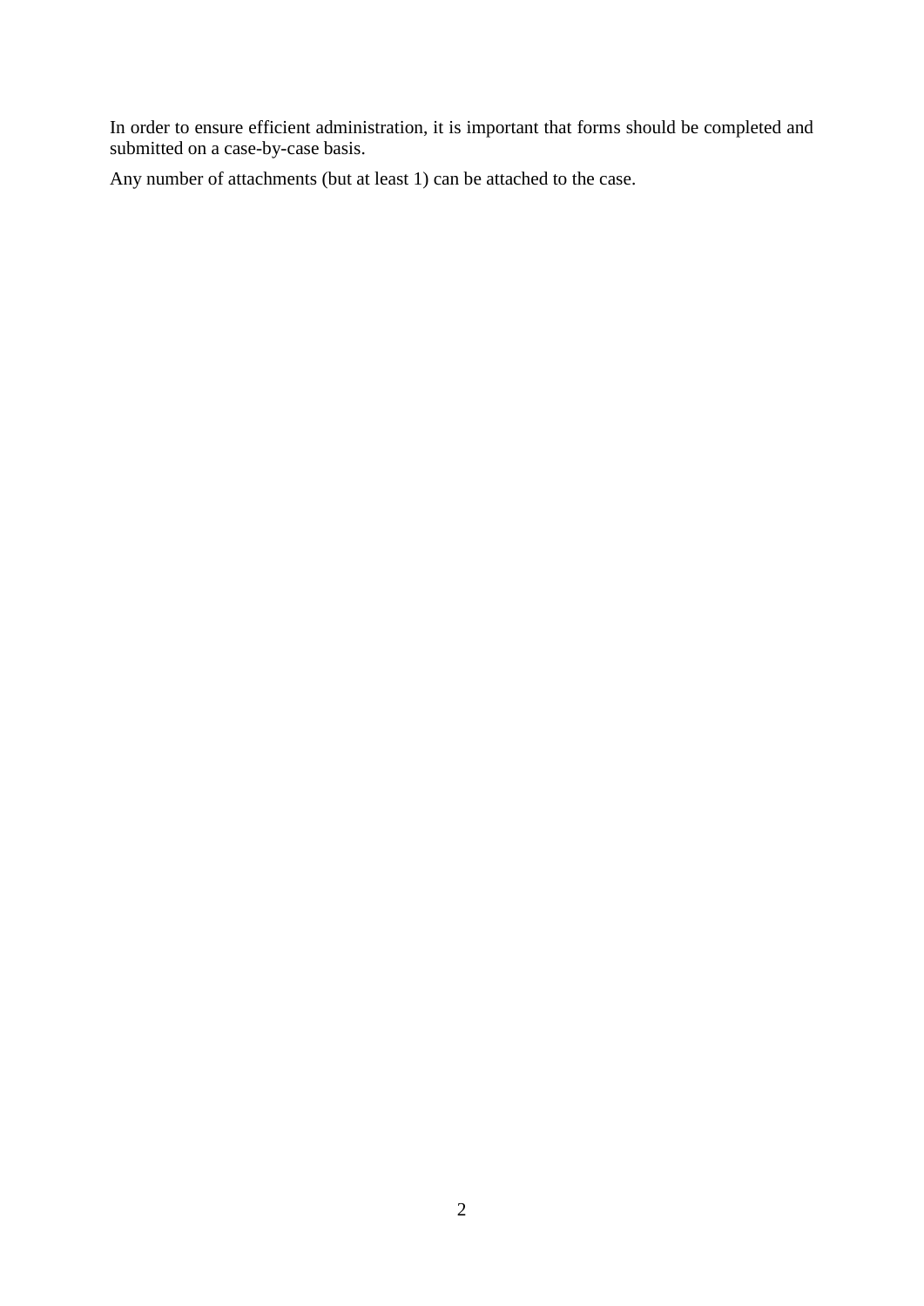In order to ensure efficient administration, it is important that forms should be completed and submitted on a case-by-case basis.

Any number of attachments (but at least 1) can be attached to the case.